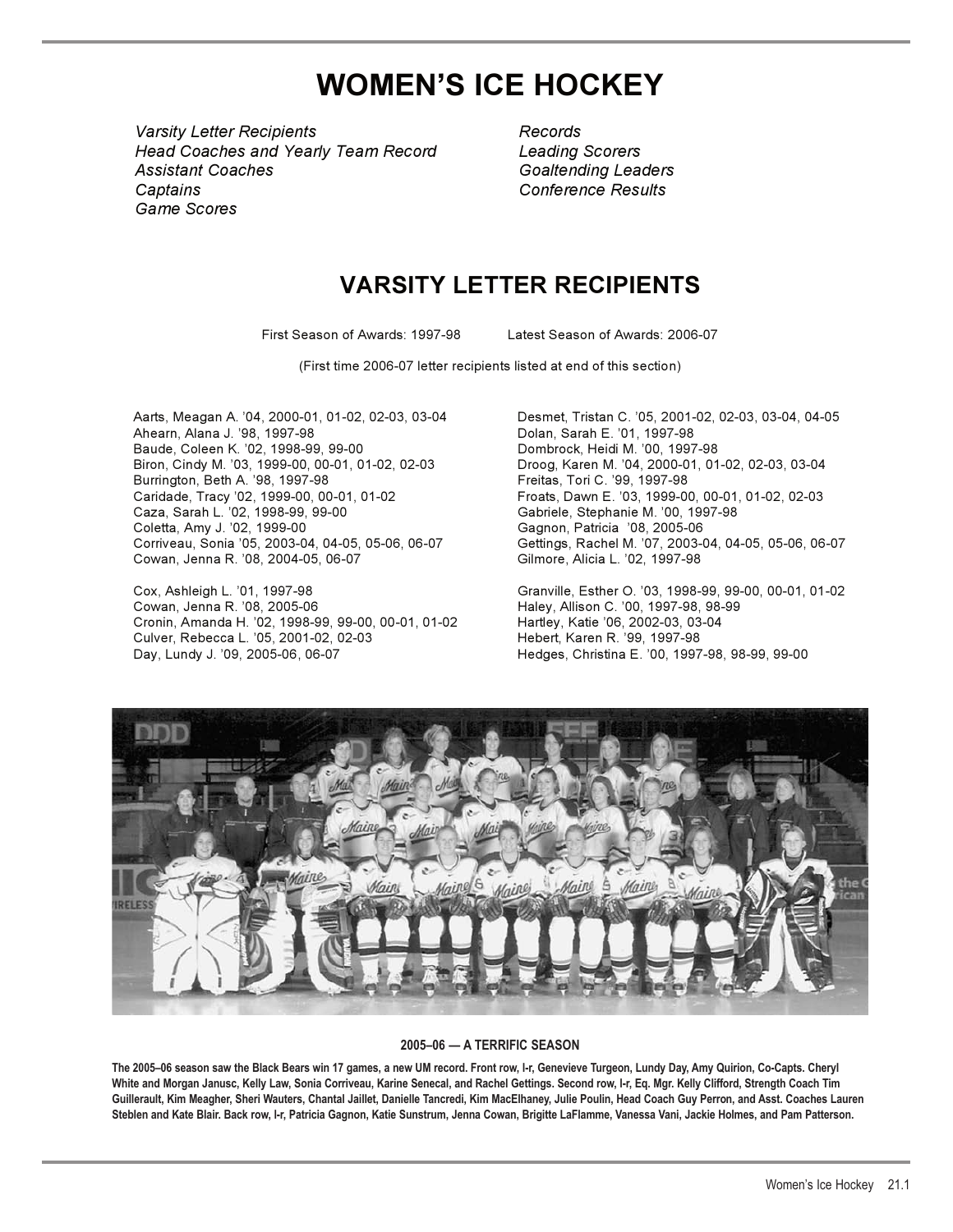# WOMEN'S ICE HOCKEY

*Varsity Letter Recipients*
*Head Coaches and Yearly Team Record*
*Assistant Coaches*
*Captains*
*Game Scores*
*Records*
*Leading Scorers*
*Goaltending Leaders*
*Conference Results*

## VARSITY LETTER RECIPIENTS

First Season of Awards: 1997-98     Latest Season of Awards: 2006-07

(First time 2006-07 letter recipients listed at end of this section)

Aarts, Meagan A. '04, 2000-01, 01-02, 02-03, 03-04
Ahearn, Alana J. '98, 1997-98
Baude, Coleen K. '02, 1998-99, 99-00
Biron, Cindy M. '03, 1999-00, 00-01, 01-02, 02-03
Burrington, Beth A. '98, 1997-98
Caridade, Tracy '02, 1999-00, 00-01, 01-02
Caza, Sarah L. '02, 1998-99, 99-00
Coletta, Amy J. '02, 1999-00
Corriveau, Sonia '05, 2003-04, 04-05, 05-06, 06-07
Cowan, Jenna R. '08, 2004-05, 06-07

Cox, Ashleigh L. '01, 1997-98
Cowan, Jenna R. '08, 2005-06
Cronin, Amanda H. '02, 1998-99, 99-00, 00-01, 01-02
Culver, Rebecca L. '05, 2001-02, 02-03
Day, Lundy J. '09, 2005-06, 06-07

Desmet, Tristan C. '05, 2001-02, 02-03, 03-04, 04-05
Dolan, Sarah E. '01, 1997-98
Dombrock, Heidi M. '00, 1997-98
Droog, Karen M. '04, 2000-01, 01-02, 02-03, 03-04
Freitas, Tori C. '99, 1997-98
Froats, Dawn E. '03, 1999-00, 00-01, 01-02, 02-03
Gabriele, Stephanie M. '00, 1997-98
Gagnon, Patricia '08, 2005-06
Gettings, Rachel M. '07, 2003-04, 04-05, 05-06, 06-07
Gilmore, Alicia L. '02, 1997-98

Granville, Esther O. '03, 1998-99, 99-00, 00-01, 01-02
Haley, Allison C. '00, 1997-98, 98-99
Hartley, Katie '06, 2002-03, 03-04
Hebert, Karen R. '99, 1997-98
Hedges, Christina E. '00, 1997-98, 98-99, 99-00

**2005–06 — A TERRIFIC SEASON**

**The 2005–06 season saw the Black Bears win 17 games, a new UM record. Front row, l-r, Genevieve Turgeon, Lundy Day, Amy Quirion, Co-Capts. Cheryl White and Morgan Janusc, Kelly Law, Sonia Corriveau, Karine Senecal, and Rachel Gettings. Second row, l-r, Eq. Mgr. Kelly Clifford, Strength Coach Tim Guillerault, Kim Meagher, Sheri Wauters, Chantal Jaillet, Danielle Tancredi, Kim MacElhaney, Julie Poulin, Head Coach Guy Perron, and Asst. Coaches Lauren Steblen and Kate Blair. Back row, l-r, Patricia Gagnon, Katie Sunstrum, Jenna Cowan, Brigitte LaFlamme, Vanessa Vani, Jackie Holmes, and Pam Patterson.**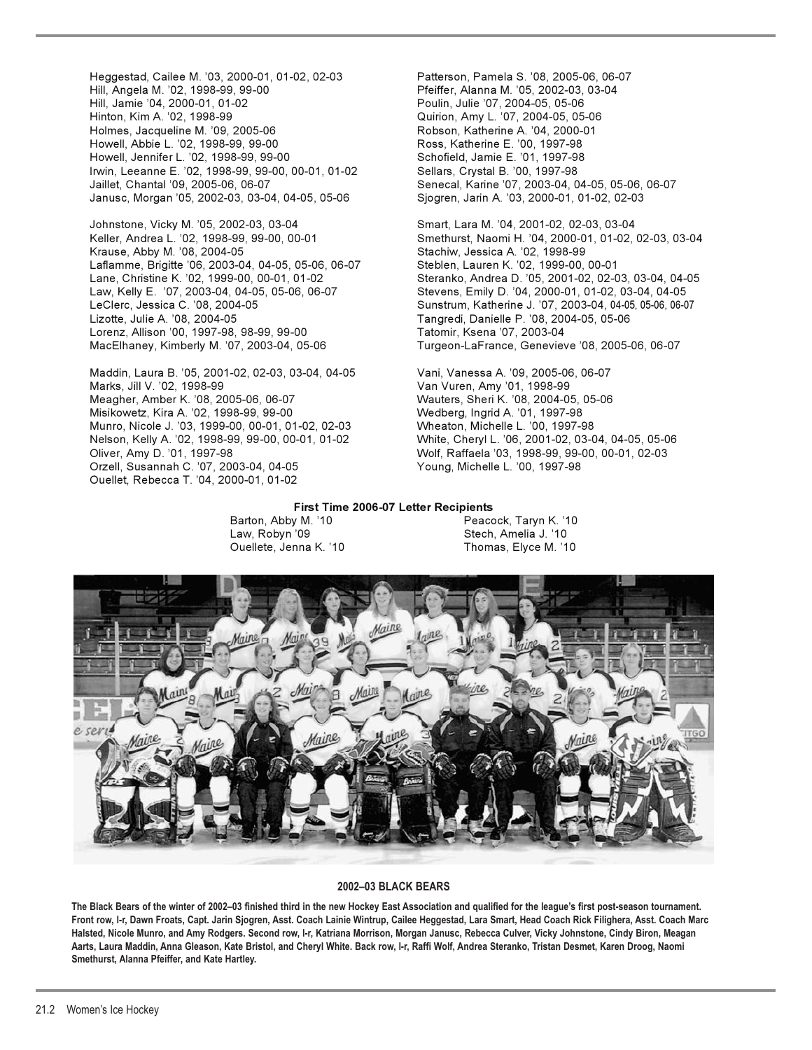Heggestad, Cailee M. '03, 2000-01, 01-02, 02-03
Hill, Angela M. '02, 1998-99, 99-00
Hill, Jamie '04, 2000-01, 01-02
Hinton, Kim A. '02, 1998-99
Holmes, Jacqueline M. '09, 2005-06
Howell, Abbie L. '02, 1998-99, 99-00
Howell, Jennifer L. '02, 1998-99, 99-00
Irwin, Leeanne E. '02, 1998-99, 99-00, 00-01, 01-02
Jaillet, Chantal '09, 2005-06, 06-07
Janusc, Morgan '05, 2002-03, 03-04, 04-05, 05-06

Johnstone, Vicky M. '05, 2002-03, 03-04
Keller, Andrea L. '02, 1998-99, 99-00, 00-01
Krause, Abby M. '08, 2004-05
Laflamme, Brigitte '06, 2003-04, 04-05, 05-06, 06-07
Lane, Christine K. '02, 1999-00, 00-01, 01-02
Law, Kelly E. '07, 2003-04, 04-05, 05-06, 06-07
LeClerc, Jessica C. '08, 2004-05
Lizotte, Julie A. '08, 2004-05
Lorenz, Allison '00, 1997-98, 98-99, 99-00
MacElhaney, Kimberly M. '07, 2003-04, 05-06

Maddin, Laura B. '05, 2001-02, 02-03, 03-04, 04-05
Marks, Jill V. '02, 1998-99
Meagher, Amber K. '08, 2005-06, 06-07
Misikowetz, Kira A. '02, 1998-99, 99-00
Munro, Nicole J. '03, 1999-00, 00-01, 01-02, 02-03
Nelson, Kelly A. '02, 1998-99, 99-00, 00-01, 01-02
Oliver, Amy D. '01, 1997-98
Orzell, Susannah C. '07, 2003-04, 04-05
Ouellet, Rebecca T. '04, 2000-01, 01-02

Patterson, Pamela S. '08, 2005-06, 06-07
Pfeiffer, Alanna M. '05, 2002-03, 03-04
Poulin, Julie '07, 2004-05, 05-06
Quirion, Amy L. '07, 2004-05, 05-06
Robson, Katherine A. '04, 2000-01
Ross, Katherine E. '00, 1997-98
Schofield, Jamie E. '01, 1997-98
Sellars, Crystal B. '00, 1997-98
Senecal, Karine '07, 2003-04, 04-05, 05-06, 06-07
Sjogren, Jarin A. '03, 2000-01, 01-02, 02-03

Smart, Lara M. '04, 2001-02, 02-03, 03-04
Smethurst, Naomi H. '04, 2000-01, 01-02, 02-03, 03-04
Stachiw, Jessica A. '02, 1998-99
Steblen, Lauren K. '02, 1999-00, 00-01
Steranko, Andrea D. '05, 2001-02, 02-03, 03-04, 04-05
Stevens, Emily D. '04, 2000-01, 01-02, 03-04, 04-05
Sunstrum, Katherine J. '07, 2003-04, 04-05, 05-06, 06-07
Tangredi, Danielle P. '08, 2004-05, 05-06
Tatomir, Ksena '07, 2003-04
Turgeon-LaFrance, Genevieve '08, 2005-06, 06-07

Vani, Vanessa A. '09, 2005-06, 06-07
Van Vuren, Amy '01, 1998-99
Wauters, Sheri K. '08, 2004-05, 05-06
Wedberg, Ingrid A. '01, 1997-98
Wheaton, Michelle L. '00, 1997-98
White, Cheryl L. '06, 2001-02, 03-04, 04-05, 05-06
Wolf, Raffaela '03, 1998-99, 99-00, 00-01, 02-03
Young, Michelle L. '00, 1997-98

**First Time 2006-07 Letter Recipients**

Barton, Abby M. '10
Law, Robyn '09
Ouellete, Jenna K. '10
Peacock, Taryn K. '10
Stech, Amelia J. '10
Thomas, Elyce M. '10

**2002–03 BLACK BEARS**

**The Black Bears of the winter of 2002–03 finished third in the new Hockey East Association and qualified for the league's first post-season tournament. Front row, l-r, Dawn Froats, Capt. Jarin Sjogren, Asst. Coach Lainie Wintrup, Cailee Heggestad, Lara Smart, Head Coach Rick Filighera, Asst. Coach Marc Halsted, Nicole Munro, and Amy Rodgers. Second row, l-r, Katriana Morrison, Morgan Janusc, Rebecca Culver, Vicky Johnstone, Cindy Biron, Meagan Aarts, Laura Maddin, Anna Gleason, Kate Bristol, and Cheryl White. Back row, l-r, Raffi Wolf, Andrea Steranko, Tristan Desmet, Karen Droog, Naomi Smethurst, Alanna Pfeiffer, and Kate Hartley.**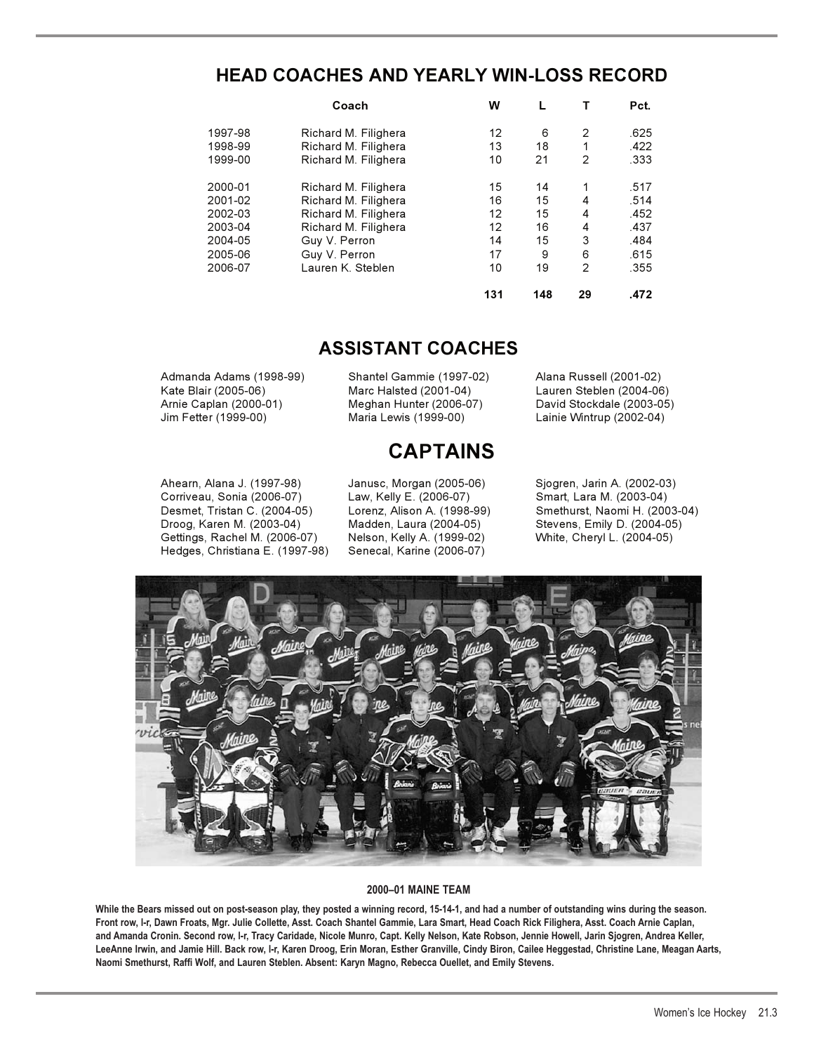## HEAD COACHES AND YEARLY WIN-LOSS RECORD

| | Coach | W | L | T | Pct. |
|---|---|---|---|---|---|
| 1997-98 | Richard M. Filighera | 12 | 6 | 2 | .625 |
| 1998-99 | Richard M. Filighera | 13 | 18 | 1 | .422 |
| 1999-00 | Richard M. Filighera | 10 | 21 | 2 | .333 |
| 2000-01 | Richard M. Filighera | 15 | 14 | 1 | .517 |
| 2001-02 | Richard M. Filighera | 16 | 15 | 4 | .514 |
| 2002-03 | Richard M. Filighera | 12 | 15 | 4 | .452 |
| 2003-04 | Richard M. Filighera | 12 | 16 | 4 | .437 |
| 2004-05 | Guy V. Perron | 14 | 15 | 3 | .484 |
| 2005-06 | Guy V. Perron | 17 | 9 | 6 | .615 |
| 2006-07 | Lauren K. Steblen | 10 | 19 | 2 | .355 |
| | | **131** | **148** | **29** | **.472** |

## ASSISTANT COACHES

Admanda Adams (1998-99)
Kate Blair (2005-06)
Arnie Caplan (2000-01)
Jim Fetter (1999-00)
Shantel Gammie (1997-02)
Marc Halsted (2001-04)
Meghan Hunter (2006-07)
Maria Lewis (1999-00)
Alana Russell (2001-02)
Lauren Steblen (2004-06)
David Stockdale (2003-05)
Lainie Wintrup (2002-04)

## CAPTAINS

Ahearn, Alana J. (1997-98)
Corriveau, Sonia (2006-07)
Desmet, Tristan C. (2004-05)
Droog, Karen M. (2003-04)
Gettings, Rachel M. (2006-07)
Hedges, Christiana E. (1997-98)
Janusc, Morgan (2005-06)
Law, Kelly E. (2006-07)
Lorenz, Alison A. (1998-99)
Madden, Laura (2004-05)
Nelson, Kelly A. (1999-02)
Senecal, Karine (2006-07)
Sjogren, Jarin A. (2002-03)
Smart, Lara M. (2003-04)
Smethurst, Naomi H. (2003-04)
Stevens, Emily D. (2004-05)
White, Cheryl L. (2004-05)

**2000–01 MAINE TEAM**

**While the Bears missed out on post-season play, they posted a winning record, 15-14-1, and had a number of outstanding wins during the season. Front row, l-r, Dawn Froats, Mgr. Julie Collette, Asst. Coach Shantel Gammie, Lara Smart, Head Coach Rick Filighera, Asst. Coach Arnie Caplan, and Amanda Cronin. Second row, l-r, Tracy Caridade, Nicole Munro, Capt. Kelly Nelson, Kate Robson, Jennie Howell, Jarin Sjogren, Andrea Keller, LeeAnne Irwin, and Jamie Hill. Back row, l-r, Karen Droog, Erin Moran, Esther Granville, Cindy Biron, Cailee Heggestad, Christine Lane, Meagan Aarts, Naomi Smethurst, Raffi Wolf, and Lauren Steblen. Absent: Karyn Magno, Rebecca Ouellet, and Emily Stevens.**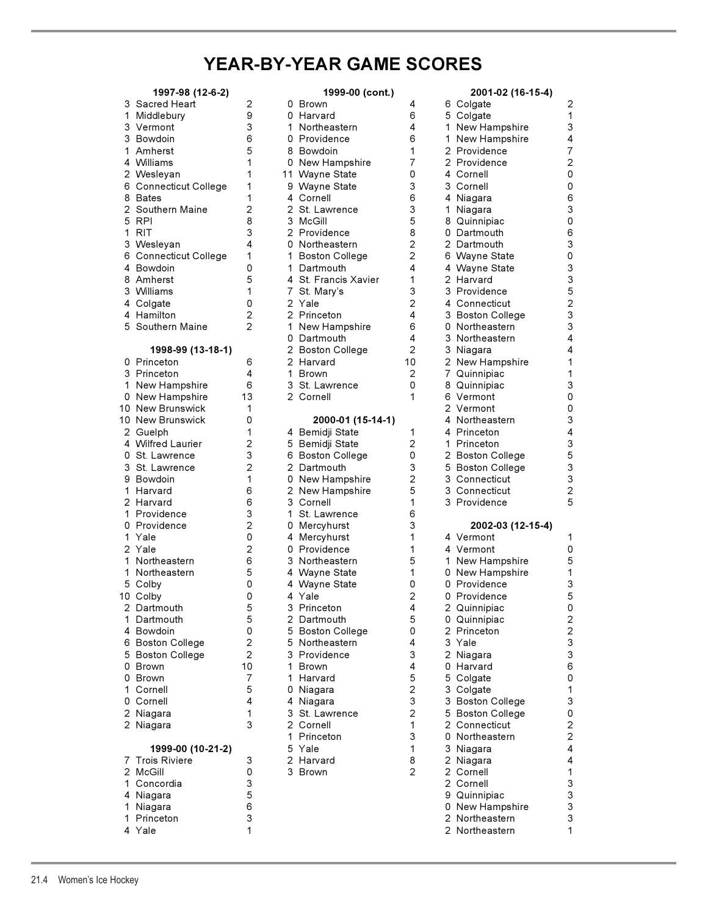# YEAR-BY-YEAR GAME SCORES

**1997-98 (12-6-2)**

| | Opponent | |
|---|---|---|
| 3 | Sacred Heart | 2 |
| 1 | Middlebury | 9 |
| 3 | Vermont | 3 |
| 3 | Bowdoin | 6 |
| 1 | Amherst | 5 |
| 4 | Williams | 1 |
| 2 | Wesleyan | 1 |
| 6 | Connecticut College | 1 |
| 8 | Bates | 1 |
| 2 | Southern Maine | 2 |
| 5 | RPI | 8 |
| 1 | RIT | 3 |
| 3 | Wesleyan | 4 |
| 6 | Connecticut College | 1 |
| 4 | Bowdoin | 0 |
| 8 | Amherst | 5 |
| 3 | Williams | 1 |
| 4 | Colgate | 0 |
| 4 | Hamilton | 2 |
| 5 | Southern Maine | 2 |

**1998-99 (13-18-1)**

| | Opponent | |
|---|---|---|
| 0 | Princeton | 6 |
| 3 | Princeton | 4 |
| 1 | New Hampshire | 6 |
| 0 | New Hampshire | 13 |
| 10 | New Brunswick | 1 |
| 10 | New Brunswick | 0 |
| 2 | Guelph | 1 |
| 4 | Wilfred Laurier | 2 |
| 0 | St. Lawrence | 3 |
| 3 | St. Lawrence | 2 |
| 9 | Bowdoin | 1 |
| 1 | Harvard | 6 |
| 2 | Harvard | 6 |
| 1 | Providence | 3 |
| 0 | Providence | 2 |
| 1 | Yale | 0 |
| 2 | Yale | 2 |
| 1 | Northeastern | 6 |
| 1 | Northeastern | 5 |
| 5 | Colby | 0 |
| 10 | Colby | 0 |
| 2 | Dartmouth | 5 |
| 1 | Dartmouth | 5 |
| 4 | Bowdoin | 0 |
| 6 | Boston College | 2 |
| 5 | Boston College | 2 |
| 0 | Brown | 10 |
| 0 | Brown | 7 |
| 1 | Cornell | 5 |
| 0 | Cornell | 4 |
| 2 | Niagara | 1 |
| 2 | Niagara | 3 |

**1999-00 (10-21-2)**

| | Opponent | |
|---|---|---|
| 7 | Trois Riviere | 3 |
| 2 | McGill | 0 |
| 1 | Concordia | 3 |
| 4 | Niagara | 5 |
| 1 | Niagara | 6 |
| 1 | Princeton | 3 |
| 4 | Yale | 1 |

**1999-00 (cont.)**

| | Opponent | |
|---|---|---|
| 0 | Brown | 4 |
| 0 | Harvard | 6 |
| 1 | Northeastern | 4 |
| 0 | Providence | 6 |
| 8 | Bowdoin | 1 |
| 0 | New Hampshire | 7 |
| 11 | Wayne State | 0 |
| 9 | Wayne State | 3 |
| 4 | Cornell | 6 |
| 2 | St. Lawrence | 3 |
| 3 | McGill | 5 |
| 2 | Providence | 8 |
| 0 | Northeastern | 2 |
| 1 | Boston College | 2 |
| 1 | Dartmouth | 4 |
| 4 | St. Francis Xavier | 1 |
| 7 | St. Mary's | 3 |
| 2 | Yale | 2 |
| 2 | Princeton | 4 |
| 1 | New Hampshire | 6 |
| 0 | Dartmouth | 4 |
| 2 | Boston College | 2 |
| 2 | Harvard | 10 |
| 1 | Brown | 2 |
| 3 | St. Lawrence | 0 |
| 2 | Cornell | 1 |

**2000-01 (15-14-1)**

| | Opponent | |
|---|---|---|
| 4 | Bemidji State | 1 |
| 5 | Bemidji State | 2 |
| 6 | Boston College | 0 |
| 2 | Dartmouth | 3 |
| 0 | New Hampshire | 2 |
| 2 | New Hampshire | 5 |
| 3 | Cornell | 1 |
| 1 | St. Lawrence | 6 |
| 0 | Mercyhurst | 3 |
| 4 | Mercyhurst | 1 |
| 0 | Providence | 1 |
| 3 | Northeastern | 5 |
| 4 | Wayne State | 1 |
| 4 | Wayne State | 0 |
| 4 | Yale | 2 |
| 3 | Princeton | 4 |
| 2 | Dartmouth | 5 |
| 5 | Boston College | 0 |
| 5 | Northeastern | 4 |
| 3 | Providence | 3 |
| 1 | Brown | 4 |
| 1 | Harvard | 5 |
| 0 | Niagara | 2 |
| 4 | Niagara | 3 |
| 3 | St. Lawrence | 2 |
| 2 | Cornell | 1 |
| 1 | Princeton | 3 |
| 5 | Yale | 1 |
| 2 | Harvard | 8 |
| 3 | Brown | 2 |

**2001-02 (16-15-4)**

| | Opponent | |
|---|---|---|
| 6 | Colgate | 2 |
| 5 | Colgate | 1 |
| 1 | New Hampshire | 3 |
| 1 | New Hampshire | 4 |
| 2 | Providence | 7 |
| 2 | Providence | 2 |
| 4 | Cornell | 0 |
| 3 | Cornell | 0 |
| 4 | Niagara | 6 |
| 1 | Niagara | 3 |
| 8 | Quinnipiac | 0 |
| 0 | Dartmouth | 6 |
| 2 | Dartmouth | 3 |
| 6 | Wayne State | 0 |
| 4 | Wayne State | 3 |
| 2 | Harvard | 3 |
| 3 | Providence | 5 |
| 4 | Connecticut | 2 |
| 3 | Boston College | 3 |
| 0 | Northeastern | 3 |
| 3 | Northeastern | 4 |
| 3 | Niagara | 4 |
| 2 | New Hampshire | 1 |
| 7 | Quinnipiac | 1 |
| 8 | Quinnipiac | 3 |
| 6 | Vermont | 0 |
| 2 | Vermont | 0 |
| 4 | Northeastern | 3 |
| 4 | Princeton | 4 |
| 1 | Princeton | 3 |
| 2 | Boston College | 5 |
| 5 | Boston College | 3 |
| 3 | Connecticut | 3 |
| 3 | Connecticut | 2 |
| 3 | Providence | 5 |

**2002-03 (12-15-4)**

| | Opponent | |
|---|---|---|
| 4 | Vermont | 1 |
| 4 | Vermont | 0 |
| 1 | New Hampshire | 5 |
| 0 | New Hampshire | 1 |
| 0 | Providence | 3 |
| 0 | Providence | 5 |
| 2 | Quinnipiac | 0 |
| 0 | Quinnipiac | 2 |
| 2 | Princeton | 2 |
| 3 | Yale | 3 |
| 2 | Niagara | 3 |
| 0 | Harvard | 6 |
| 5 | Colgate | 0 |
| 3 | Colgate | 1 |
| 3 | Boston College | 3 |
| 5 | Boston College | 0 |
| 2 | Connecticut | 2 |
| 0 | Northeastern | 2 |
| 3 | Niagara | 4 |
| 2 | Niagara | 4 |
| 2 | Cornell | 1 |
| 2 | Cornell | 3 |
| 9 | Quinnipiac | 3 |
| 0 | New Hampshire | 3 |
| 2 | Northeastern | 3 |
| 2 | Northeastern | 1 |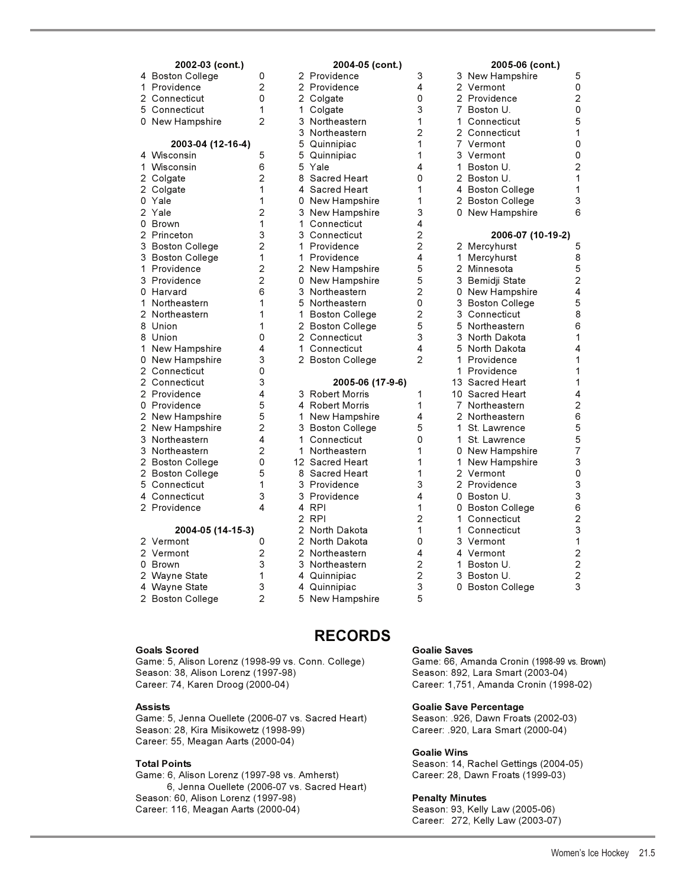### 2002-03 (cont.)

| | Opponent | |
|---|---|---|
| 4 | Boston College | 0 |
| 1 | Providence | 2 |
| 2 | Connecticut | 0 |
| 5 | Connecticut | 1 |
| 0 | New Hampshire | 2 |

### 2003-04 (12-16-4)

| | Opponent | |
|---|---|---|
| 4 | Wisconsin | 5 |
| 1 | Wisconsin | 6 |
| 2 | Colgate | 2 |
| 2 | Colgate | 1 |
| 0 | Yale | 1 |
| 2 | Yale | 2 |
| 0 | Brown | 1 |
| 2 | Princeton | 3 |
| 3 | Boston College | 2 |
| 3 | Boston College | 1 |
| 1 | Providence | 2 |
| 3 | Providence | 2 |
| 0 | Harvard | 6 |
| 1 | Northeastern | 1 |
| 2 | Northeastern | 1 |
| 8 | Union | 1 |
| 8 | Union | 0 |
| 1 | New Hampshire | 4 |
| 0 | New Hampshire | 3 |
| 2 | Connecticut | 0 |
| 2 | Connecticut | 3 |
| 2 | Providence | 4 |
| 0 | Providence | 5 |
| 2 | New Hampshire | 5 |
| 2 | New Hampshire | 2 |
| 3 | Northeastern | 4 |
| 3 | Northeastern | 2 |
| 2 | Boston College | 0 |
| 2 | Boston College | 5 |
| 5 | Connecticut | 1 |
| 4 | Connecticut | 3 |
| 2 | Providence | 4 |

### 2004-05 (14-15-3)

| | Opponent | |
|---|---|---|
| 2 | Vermont | 0 |
| 2 | Vermont | 2 |
| 0 | Brown | 3 |
| 2 | Wayne State | 1 |
| 4 | Wayne State | 3 |
| 2 | Boston College | 2 |

### 2004-05 (cont.)

| | Opponent | |
|---|---|---|
| 2 | Providence | 3 |
| 2 | Providence | 4 |
| 2 | Colgate | 0 |
| 1 | Colgate | 3 |
| 3 | Northeastern | 1 |
| 3 | Northeastern | 2 |
| 5 | Quinnipiac | 1 |
| 5 | Quinnipiac | 1 |
| 5 | Yale | 4 |
| 8 | Sacred Heart | 0 |
| 4 | Sacred Heart | 1 |
| 0 | New Hampshire | 1 |
| 3 | New Hampshire | 3 |
| 1 | Connecticut | 4 |
| 3 | Connecticut | 2 |
| 1 | Providence | 2 |
| 1 | Providence | 4 |
| 2 | New Hampshire | 5 |
| 0 | New Hampshire | 5 |
| 3 | Northeastern | 2 |
| 5 | Northeastern | 0 |
| 1 | Boston College | 2 |
| 2 | Boston College | 5 |
| 2 | Connecticut | 3 |
| 1 | Connecticut | 4 |
| 2 | Boston College | 2 |

### 2005-06 (17-9-6)

| | Opponent | |
|---|---|---|
| 3 | Robert Morris | 1 |
| 4 | Robert Morris | 1 |
| 1 | New Hampshire | 4 |
| 3 | Boston College | 5 |
| 1 | Connecticut | 0 |
| 1 | Northeastern | 1 |
| 12 | Sacred Heart | 1 |
| 8 | Sacred Heart | 1 |
| 3 | Providence | 3 |
| 3 | Providence | 4 |
| 4 | RPI | 1 |
| 2 | RPI | 2 |
| 2 | North Dakota | 1 |
| 2 | North Dakota | 0 |
| 2 | Northeastern | 4 |
| 3 | Northeastern | 2 |
| 4 | Quinnipiac | 2 |
| 4 | Quinnipiac | 3 |
| 5 | New Hampshire | 5 |

### 2005-06 (cont.)

| | Opponent | |
|---|---|---|
| 3 | New Hampshire | 5 |
| 2 | Vermont | 0 |
| 2 | Providence | 2 |
| 7 | Boston U. | 0 |
| 1 | Connecticut | 5 |
| 2 | Connecticut | 1 |
| 7 | Vermont | 0 |
| 3 | Vermont | 0 |
| 1 | Boston U. | 2 |
| 2 | Boston U. | 1 |
| 4 | Boston College | 1 |
| 2 | Boston College | 3 |
| 0 | New Hampshire | 6 |

### 2006-07 (10-19-2)

| | Opponent | |
|---|---|---|
| 2 | Mercyhurst | 5 |
| 1 | Mercyhurst | 8 |
| 2 | Minnesota | 5 |
| 3 | Bemidji State | 2 |
| 0 | New Hampshire | 4 |
| 3 | Boston College | 5 |
| 3 | Connecticut | 8 |
| 5 | Northeastern | 6 |
| 3 | North Dakota | 1 |
| 5 | North Dakota | 4 |
| 1 | Providence | 1 |
| 1 | Providence | 1 |
| 13 | Sacred Heart | 1 |
| 10 | Sacred Heart | 4 |
| 7 | Northeastern | 2 |
| 2 | Northeastern | 6 |
| 1 | St. Lawrence | 5 |
| 1 | St. Lawrence | 5 |
| 0 | New Hampshire | 7 |
| 1 | New Hampshire | 3 |
| 2 | Vermont | 0 |
| 2 | Providence | 3 |
| 0 | Boston U. | 3 |
| 0 | Boston College | 6 |
| 1 | Connecticut | 2 |
| 1 | Connecticut | 3 |
| 3 | Vermont | 1 |
| 4 | Vermont | 2 |
| 1 | Boston U. | 2 |
| 3 | Boston U. | 2 |
| 0 | Boston College | 3 |

# RECORDS

**Goals Scored**
Game: 5, Alison Lorenz (1998-99 vs. Conn. College)
Season: 38, Alison Lorenz (1997-98)
Career: 74, Karen Droog (2000-04)

**Assists**
Game: 5, Jenna Ouellete (2006-07 vs. Sacred Heart)
Season: 28, Kira Misikowetz (1998-99)
Career: 55, Meagan Aarts (2000-04)

**Total Points**
Game: 6, Alison Lorenz (1997-98 vs. Amherst)
6, Jenna Ouellete (2006-07 vs. Sacred Heart)
Season: 60, Alison Lorenz (1997-98)
Career: 116, Meagan Aarts (2000-04)

**Goalie Saves**
Game: 66, Amanda Cronin (1998-99 vs. Brown)
Season: 892, Lara Smart (2003-04)
Career: 1,751, Amanda Cronin (1998-02)

**Goalie Save Percentage**
Season: .926, Dawn Froats (2002-03)
Career: .920, Lara Smart (2000-04)

**Goalie Wins**
Season: 14, Rachel Gettings (2004-05)
Career: 28, Dawn Froats (1999-03)

**Penalty Minutes**
Season: 93, Kelly Law (2005-06)
Career: 272, Kelly Law (2003-07)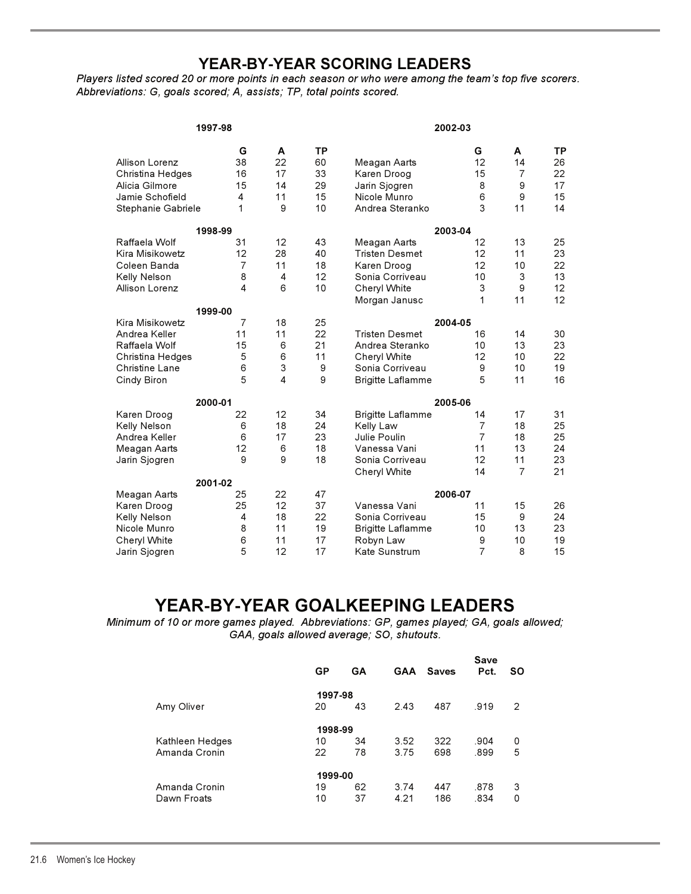## YEAR-BY-YEAR SCORING LEADERS

*Players listed scored 20 or more points in each season or who were among the team's top five scorers. Abbreviations: G, goals scored; A, assists; TP, total points scored.*

| 1997-98 | G | A | TP |
|---|---|---|---|
| Allison Lorenz | 38 | 22 | 60 |
| Christina Hedges | 16 | 17 | 33 |
| Alicia Gilmore | 15 | 14 | 29 |
| Jamie Schofield | 4 | 11 | 15 |
| Stephanie Gabriele | 1 | 9 | 10 |
| **1998-99** | | | |
| Raffaela Wolf | 31 | 12 | 43 |
| Kira Misikowetz | 12 | 28 | 40 |
| Coleen Banda | 7 | 11 | 18 |
| Kelly Nelson | 8 | 4 | 12 |
| Allison Lorenz | 4 | 6 | 10 |
| **1999-00** | | | |
| Kira Misikowetz | 7 | 18 | 25 |
| Andrea Keller | 11 | 11 | 22 |
| Raffaela Wolf | 15 | 6 | 21 |
| Christina Hedges | 5 | 6 | 11 |
| Christine Lane | 6 | 3 | 9 |
| Cindy Biron | 5 | 4 | 9 |
| **2000-01** | | | |
| Karen Droog | 22 | 12 | 34 |
| Kelly Nelson | 6 | 18 | 24 |
| Andrea Keller | 6 | 17 | 23 |
| Meagan Aarts | 12 | 6 | 18 |
| Jarin Sjogren | 9 | 9 | 18 |
| **2001-02** | | | |
| Meagan Aarts | 25 | 22 | 47 |
| Karen Droog | 25 | 12 | 37 |
| Kelly Nelson | 4 | 18 | 22 |
| Nicole Munro | 8 | 11 | 19 |
| Cheryl White | 6 | 11 | 17 |
| Jarin Sjogren | 5 | 12 | 17 |

| 2002-03 | G | A | TP |
|---|---|---|---|
| Meagan Aarts | 12 | 14 | 26 |
| Karen Droog | 15 | 7 | 22 |
| Jarin Sjogren | 8 | 9 | 17 |
| Nicole Munro | 6 | 9 | 15 |
| Andrea Steranko | 3 | 11 | 14 |
| **2003-04** | | | |
| Meagan Aarts | 12 | 13 | 25 |
| Tristen Desmet | 12 | 11 | 23 |
| Karen Droog | 12 | 10 | 22 |
| Sonia Corriveau | 10 | 3 | 13 |
| Cheryl White | 3 | 9 | 12 |
| Morgan Janusc | 1 | 11 | 12 |
| **2004-05** | | | |
| Tristen Desmet | 16 | 14 | 30 |
| Andrea Steranko | 10 | 13 | 23 |
| Cheryl White | 12 | 10 | 22 |
| Sonia Corriveau | 9 | 10 | 19 |
| Brigitte Laflamme | 5 | 11 | 16 |
| **2005-06** | | | |
| Brigitte Laflamme | 14 | 17 | 31 |
| Kelly Law | 7 | 18 | 25 |
| Julie Poulin | 7 | 18 | 25 |
| Vanessa Vani | 11 | 13 | 24 |
| Sonia Corriveau | 12 | 11 | 23 |
| Cheryl White | 14 | 7 | 21 |
| **2006-07** | | | |
| Vanessa Vani | 11 | 15 | 26 |
| Sonia Corriveau | 15 | 9 | 24 |
| Brigitte Laflamme | 10 | 13 | 23 |
| Robyn Law | 9 | 10 | 19 |
| Kate Sunstrum | 7 | 8 | 15 |

## YEAR-BY-YEAR GOALKEEPING LEADERS

*Minimum of 10 or more games played. Abbreviations: GP, games played; GA, goals allowed; GAA, goals allowed average; SO, shutouts.*

| | GP | GA | GAA | Saves | Save Pct. | SO |
|---|---|---|---|---|---|---|
| **1997-98** | | | | | | |
| Amy Oliver | 20 | 43 | 2.43 | 487 | .919 | 2 |
| **1998-99** | | | | | | |
| Kathleen Hedges | 10 | 34 | 3.52 | 322 | .904 | 0 |
| Amanda Cronin | 22 | 78 | 3.75 | 698 | .899 | 5 |
| **1999-00** | | | | | | |
| Amanda Cronin | 19 | 62 | 3.74 | 447 | .878 | 3 |
| Dawn Froats | 10 | 37 | 4.21 | 186 | .834 | 0 |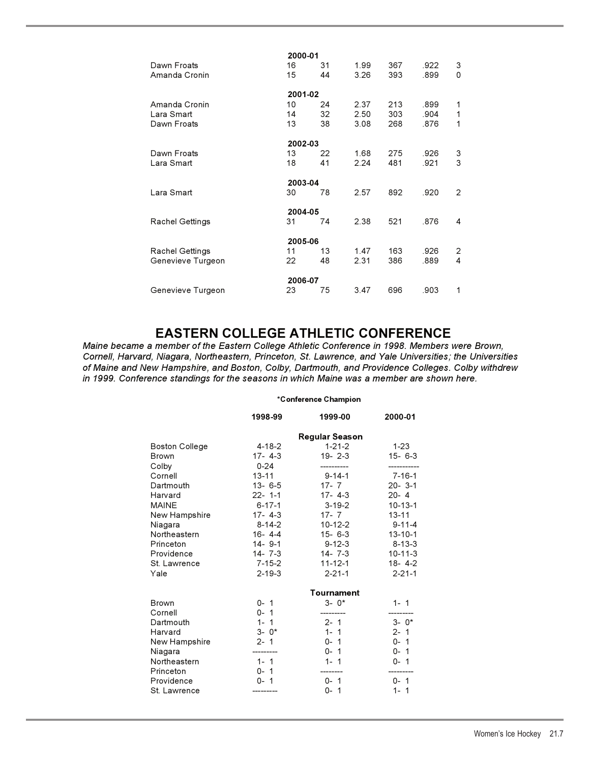| | | | | | | |
|---|---|---|---|---|---|---|
| | **2000-01** | | | | | |
| Dawn Froats | 16 | 31 | 1.99 | 367 | .922 | 3 |
| Amanda Cronin | 15 | 44 | 3.26 | 393 | .899 | 0 |
| | **2001-02** | | | | | |
| Amanda Cronin | 10 | 24 | 2.37 | 213 | .899 | 1 |
| Lara Smart | 14 | 32 | 2.50 | 303 | .904 | 1 |
| Dawn Froats | 13 | 38 | 3.08 | 268 | .876 | 1 |
| | **2002-03** | | | | | |
| Dawn Froats | 13 | 22 | 1.68 | 275 | .926 | 3 |
| Lara Smart | 18 | 41 | 2.24 | 481 | .921 | 3 |
| | **2003-04** | | | | | |
| Lara Smart | 30 | 78 | 2.57 | 892 | .920 | 2 |
| | **2004-05** | | | | | |
| Rachel Gettings | 31 | 74 | 2.38 | 521 | .876 | 4 |
| | **2005-06** | | | | | |
| Rachel Gettings | 11 | 13 | 1.47 | 163 | .926 | 2 |
| Genevieve Turgeon | 22 | 48 | 2.31 | 386 | .889 | 4 |
| | **2006-07** | | | | | |
| Genevieve Turgeon | 23 | 75 | 3.47 | 696 | .903 | 1 |

## EASTERN COLLEGE ATHLETIC CONFERENCE

*Maine became a member of the Eastern College Athletic Conference in 1998. Members were Brown, Cornell, Harvard, Niagara, Northeastern, Princeton, St. Lawrence, and Yale Universities; the Universities of Maine and New Hampshire, and Boston, Colby, Dartmouth, and Providence Colleges. Colby withdrew in 1999. Conference standings for the seasons in which Maine was a member are shown here.*

*Conference Champion

| | 1998-99 | 1999-00 | 2000-01 |
|---|---|---|---|
| | | **Regular Season** | |
| Boston College | 4-18-2 | 1-21-2 | 1-23 |
| Brown | 17- 4-3 | 19- 2-3 | 15- 6-3 |
| Colby | 0-24 | ---------- | ----------- |
| Cornell | 13-11 | 9-14-1 | 7-16-1 |
| Dartmouth | 13- 6-5 | 17- 7 | 20- 3-1 |
| Harvard | 22- 1-1 | 17- 4-3 | 20- 4 |
| MAINE | 6-17-1 | 3-19-2 | 10-13-1 |
| New Hampshire | 17- 4-3 | 17- 7 | 13-11 |
| Niagara | 8-14-2 | 10-12-2 | 9-11-4 |
| Northeastern | 16- 4-4 | 15- 6-3 | 13-10-1 |
| Princeton | 14- 9-1 | 9-12-3 | 8-13-3 |
| Providence | 14- 7-3 | 14- 7-3 | 10-11-3 |
| St. Lawrence | 7-15-2 | 11-12-1 | 18- 4-2 |
| Yale | 2-19-3 | 2-21-1 | 2-21-1 |
| | | **Tournament** | |
| Brown | 0- 1 | 3- 0* | 1- 1 |
| Cornell | 0- 1 | --------- | --------- |
| Dartmouth | 1- 1 | 2- 1 | 3- 0* |
| Harvard | 3- 0* | 1- 1 | 2- 1 |
| New Hampshire | 2- 1 | 0- 1 | 0- 1 |
| Niagara | --------- | 0- 1 | 0- 1 |
| Northeastern | 1- 1 | 1- 1 | 0- 1 |
| Princeton | 0- 1 | -------- | --------- |
| Providence | 0- 1 | 0- 1 | 0- 1 |
| St. Lawrence | --------- | 0- 1 | 1- 1 |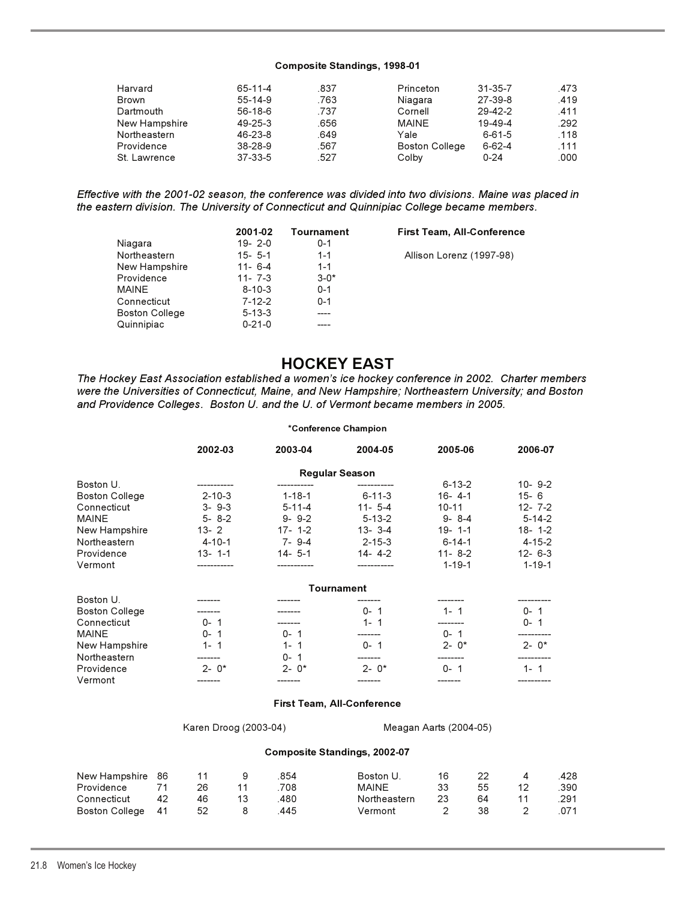**Composite Standings, 1998-01**

| | | | | | |
|---|---|---|---|---|---|
| Harvard | 65-11-4 | .837 | Princeton | 31-35-7 | .473 |
| Brown | 55-14-9 | .763 | Niagara | 27-39-8 | .419 |
| Dartmouth | 56-18-6 | .737 | Cornell | 29-42-2 | .411 |
| New Hampshire | 49-25-3 | .656 | MAINE | 19-49-4 | .292 |
| Northeastern | 46-23-8 | .649 | Yale | 6-61-5 | .118 |
| Providence | 38-28-9 | .567 | Boston College | 6-62-4 | .111 |
| St. Lawrence | 37-33-5 | .527 | Colby | 0-24 | .000 |

*Effective with the 2001-02 season, the conference was divided into two divisions. Maine was placed in the eastern division. The University of Connecticut and Quinnipiac College became members.*

| | 2001-02 | Tournament |
|---|---|---|
| Niagara | 19- 2-0 | 0-1 |
| Northeastern | 15- 5-1 | 1-1 |
| New Hampshire | 11- 6-4 | 1-1 |
| Providence | 11- 7-3 | 3-0* |
| MAINE | 8-10-3 | 0-1 |
| Connecticut | 7-12-2 | 0-1 |
| Boston College | 5-13-3 | ---- |
| Quinnipiac | 0-21-0 | ---- |

**First Team, All-Conference**

Allison Lorenz (1997-98)

## HOCKEY EAST

*The Hockey East Association established a women's ice hockey conference in 2002. Charter members were the Universities of Connecticut, Maine, and New Hampshire; Northeastern University; and Boston and Providence Colleges. Boston U. and the U. of Vermont became members in 2005.*

*Conference Champion

| | 2002-03 | 2003-04 | 2004-05 | 2005-06 | 2006-07 |
|---|---|---|---|---|---|
| **Regular Season** | | | | | |
| Boston U. | ----------- | ----------- | ----------- | 6-13-2 | 10- 9-2 |
| Boston College | 2-10-3 | 1-18-1 | 6-11-3 | 16- 4-1 | 15- 6 |
| Connecticut | 3- 9-3 | 5-11-4 | 11- 5-4 | 10-11 | 12- 7-2 |
| MAINE | 5- 8-2 | 9- 9-2 | 5-13-2 | 9- 8-4 | 5-14-2 |
| New Hampshire | 13- 2 | 17- 1-2 | 13- 3-4 | 19- 1-1 | 18- 1-2 |
| Northeastern | 4-10-1 | 7- 9-4 | 2-15-3 | 6-14-1 | 4-15-2 |
| Providence | 13- 1-1 | 14- 5-1 | 14- 4-2 | 11- 8-2 | 12- 6-3 |
| Vermont | ----------- | ----------- | ----------- | 1-19-1 | 1-19-1 |
| **Tournament** | | | | | |
| Boston U. | ------- | ------- | ------- | -------- | ---------- |
| Boston College | ------- | ------- | 0- 1 | 1- 1 | 0- 1 |
| Connecticut | 0- 1 | ------- | 1- 1 | -------- | 0- 1 |
| MAINE | 0- 1 | 0- 1 | ------- | 0- 1 | ---------- |
| New Hampshire | 1- 1 | 1- 1 | 0- 1 | 2- 0* | 2- 0* |
| Northeastern | ------- | 0- 1 | ------- | -------- | ---------- |
| Providence | 2- 0* | 2- 0* | 2- 0* | 0- 1 | 1- 1 |
| Vermont | ------- | ------- | ------- | ------- | ---------- |

**First Team, All-Conference**

Karen Droog (2003-04)  
Meagan Aarts (2004-05)

**Composite Standings, 2002-07**

| | | | | | | | | | |
|---|---|---|---|---|---|---|---|---|---|
| New Hampshire | 86 | 11 | 9 | .854 | Boston U. | 16 | 22 | 4 | .428 |
| Providence | 71 | 26 | 11 | .708 | MAINE | 33 | 55 | 12 | .390 |
| Connecticut | 42 | 46 | 13 | .480 | Northeastern | 23 | 64 | 11 | .291 |
| Boston College | 41 | 52 | 8 | .445 | Vermont | 2 | 38 | 2 | .071 |